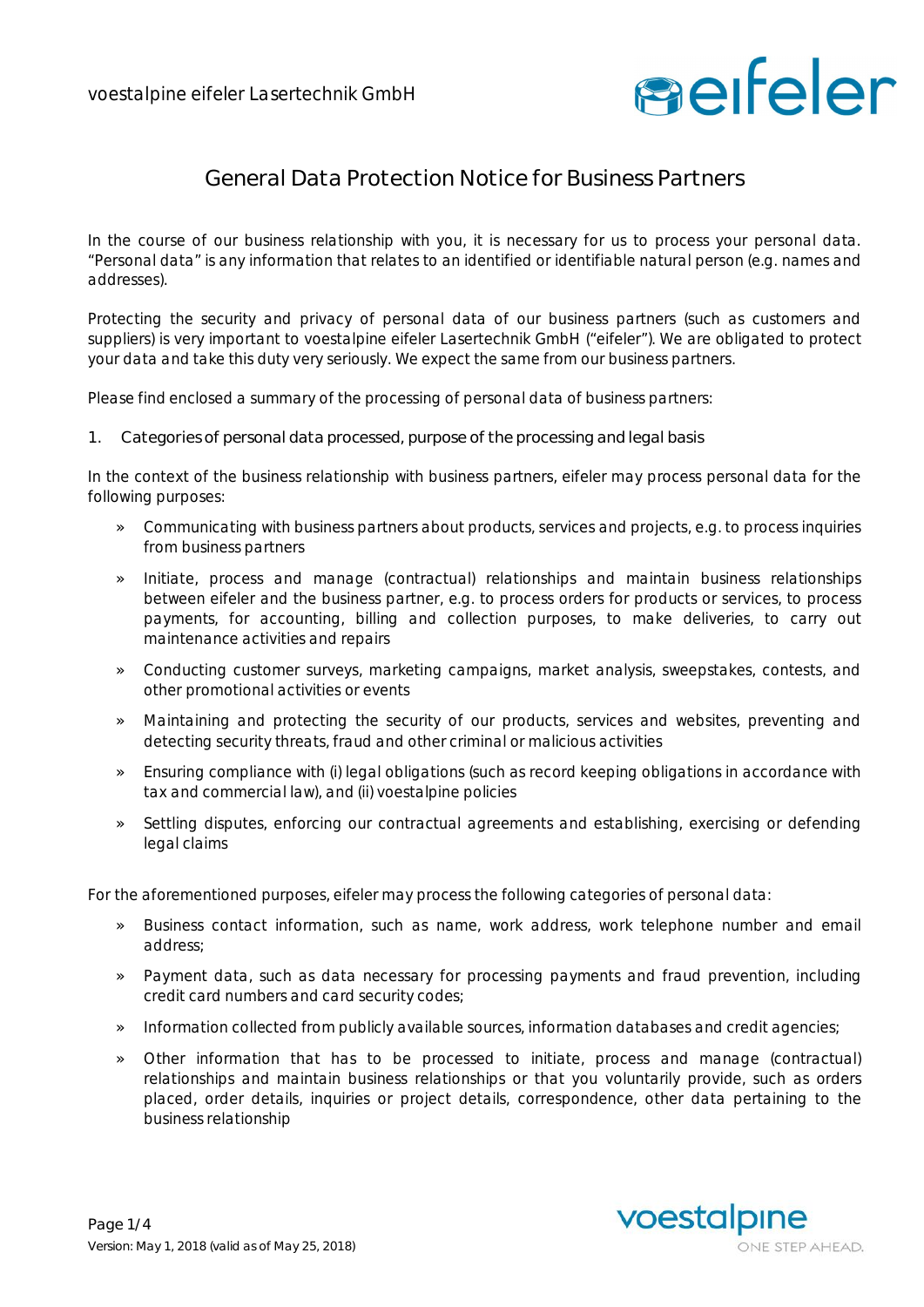voestalpine eifeler Lasertechnik GmbH

# General Data Protection Notice for Business Partners

In the course of our business relationship with you, it is necessary for us to process your personal data. "Personal data" is any information that relates to an identified or identifiable natural person (e.g. names and addresses).

Protecting the security and privacy of personal data of our business partners (such as customers and suppliers) is very important to voestalpine eifeler Lasertechnik GmbH ("eifeler"). We are obligated to protect your data and take this duty very seriously. We expect the same from our business partners.

Please find enclosed a summary of the processing of personal data of business partners:

## 1. Categories of personal data processed, purpose of the processing and legal basis

In the context of the business relationship with business partners, eifeler may process personal data for the following purposes:

- Communicating with business partners about products, services and projects, e.g. to process inquiries from business partners
- Initiate, process and manage (contractual) relationships and maintain business relationships between eifeler and the business partner, e.g. to process orders for products or services, to process payments, for accounting, billing and collection purposes, to make deliveries, to carry out maintenance activities and repairs
- Conducting customer surveys, marketing campaigns, market analysis, sweepstakes, contests, and other promotional activities or events
- Maintaining and protecting the security of our products, services and websites, preventing and detecting security threats, fraud and other criminal or malicious activities
- Ensuring compliance with (i) legal obligations (such as record keeping obligations in accordance with tax and commercial law), and (ii) voestalpine policies
- Settling disputes, enforcing our contractual agreements and establishing, exercising or defending legal claims

For the aforementioned purposes, eifeler may process the following categories of personal data:

- Business contact information, such as name, work address, work telephone number and email address;
- Payment data, such as data necessary for processing payments and fraud prevention, including credit card numbers and card security codes;
- Information collected from publicly available sources, information databases and credit agencies;
- Other information that has to be processed to initiate, process and manage (contractual) relationships and maintain business relationships or that you voluntarily provide, such as orders placed, order details, inquiries or project details, correspondence, other data pertaining to the business relationship

Version: May 1, 2018 (valid as of May 25, 2018)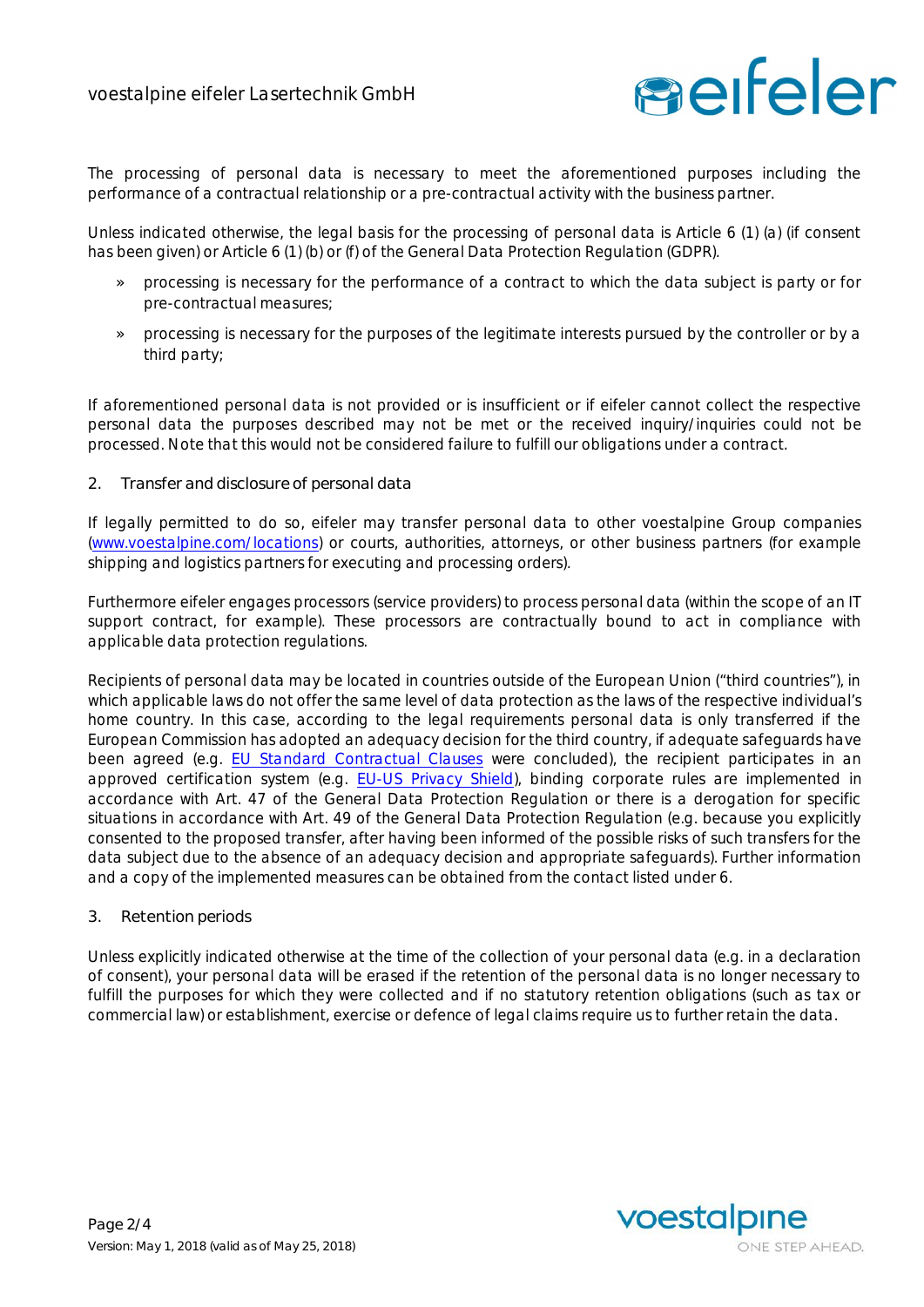The processing of personal data is necessary to meet the aforementioned purposes including the performance of a contractual relationship or a pre-contractual activity with the business partner.

Unless indicated otherwise, the legal basis for the processing of personal data is Article 6 (1) (a) (if consent has been given) or Article 6 (1) (b) or (f) of the General Data Protection Regulation (GDPR).

- processing is necessary for the performance of a contract to which the data subject is party or for pre-contractual measures;
- processing is necessary for the purposes of the legitimate interests pursued by the controller or by a third party;

If aforementioned personal data is not provided or is insufficient or if eifeler cannot collect the respective personal data the purposes described may not be met or the received inquiry/inquiries could not be processed. Note that this would not be considered failure to fulfill our obligations under a contract.

## 2. Transfer and disclosure of personal data

If legally permitted to do so, eifeler may transfer personal data to other voestalpine Group companies (www.voestalpine.com/locations) or courts, authorities, attorneys, or other business partners (for example shipping and logistics partners for executing and processing orders).

Furthermore eifeler engages processors (service providers) to process personal data (within the scope of an IT support contract, for example). These processors are contractually bound to act in compliance with applicable data protection regulations.

Recipients of personal data may be located in countries outside of the European Union ("third countries"), in which applicable laws do not offer the same level of data protection as the laws of the respective individual's home country. In this case, according to the legal requirements personal data is only transferred if the European Commission has adopted an adequacy decision for the third country, if adequate safeguards have been agreed (e.g. EU Standard Contractual Clauses were concluded), the recipient participates in an approved certification system (e.g. EU-US Privacy Shield), binding corporate rules are implemented in accordance with Art. 47 of the General Data Protection Regulation or there is a derogation for specific situations in accordance with Art. 49 of the General Data Protection Regulation (e.g. because you explicitly consented to the proposed transfer, after having been informed of the possible risks of such transfers for the data subject due to the absence of an adequacy decision and appropriate safeguards). Further information and a copy of the implemented measures can be obtained from the contact listed under 6.

## 3. Retention periods

Unless explicitly indicated otherwise at the time of the collection of your personal data (e.g. in a declaration of consent), your personal data will be erased if the retention of the personal data is no longer necessary to fulfill the purposes for which they were collected and if no statutory retention obligations (such as tax or commercial law) or establishment, exercise or defence of legal claims require us to further retain the data.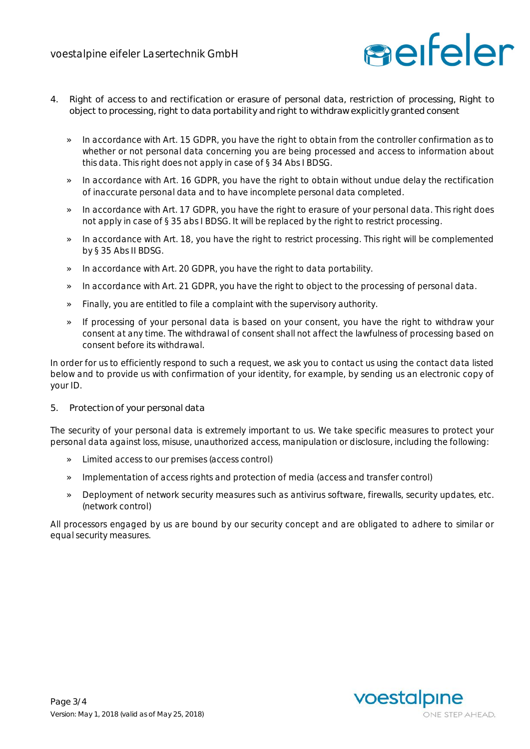## 4. Right of access to and rectification or erasure of personal data, restriction of processing, Right to object to processing, right to data portability and right to withdraw explicitly granted consent

» In accordance with Art. 15 GDPR, you have the right to obtain from the controller confirmation as to whether or not personal data concerning you are being processed and access to information about this data. This right does not apply in case of § 34 Abs I BDSG.

» In accordance with Art. 16 GDPR, you have the right to obtain without undue delay the rectification of inaccurate personal data and to have incomplete personal data completed.

» In accordance with Art. 17 GDPR, you have the right to erasure of your personal data. This right does not apply in case of § 35 abs I BDSG. It will be replaced by the right to restrict processing.

» In accordance with Art. 18, you have the right to restrict processing. This right will be complemented by § 35 Abs II BDSG.

» In accordance with Art. 20 GDPR, you have the right to data portability.

» In accordance with Art. 21 GDPR, you have the right to object to the processing of personal data.

» Finally, you are entitled to file a complaint with the supervisory authority.

» If processing of your personal data is based on your consent, you have the right to withdraw your consent at any time. The withdrawal of consent shall not affect the lawfulness of processing based on consent before its withdrawal.

In order for us to efficiently respond to such a request, we ask you to contact us using the contact data listed below and to provide us with confirmation of your identity, for example, by sending us an electronic copy of your ID.

## 5. Protection of your personal data

The security of your personal data is extremely important to us. We take specific measures to protect your personal data against loss, misuse, unauthorized access, manipulation or disclosure, including the following:

» Limited access to our premises (access control)

» Implementation of access rights and protection of media (access and transfer control)

» Deployment of network security measures such as antivirus software, firewalls, security updates, etc. (network control)

All processors engaged by us are bound by our security concept and are obligated to adhere to similar or equal security measures.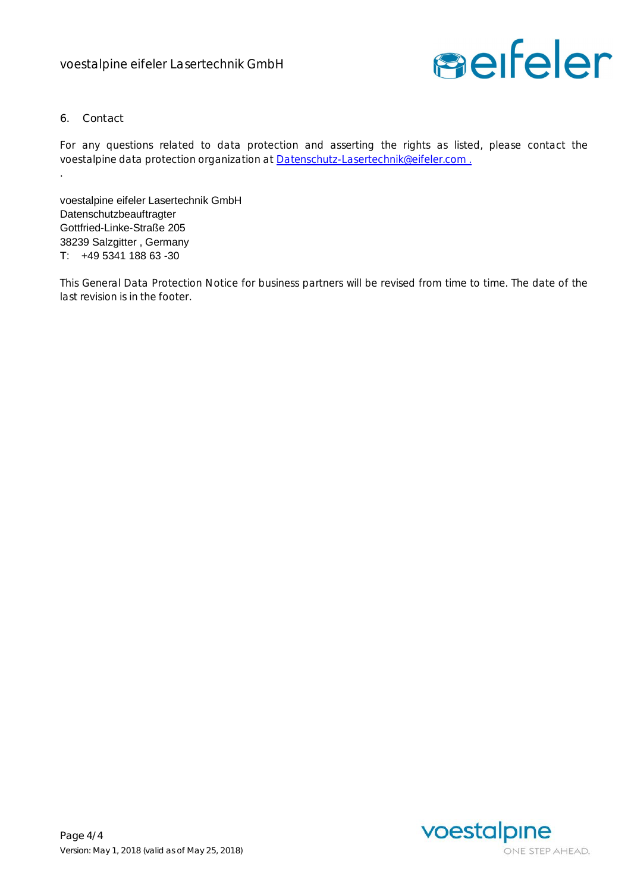## 6. Contact

For any questions related to data protection and asserting the rights as listed, please contact the voestalpine data protection organization at Datenschutz-Lasertechnik@eifeler.com .

.

voestalpine eifeler Lasertechnik GmbH
Datenschutzbeauftragter
Gottfried-Linke-Straße 205
38239 Salzgitter , Germany
T: +49 5341 188 63 -30

This General Data Protection Notice for business partners will be revised from time to time. The date of the last revision is in the footer.

Version: May 1, 2018 (valid as of May 25, 2018)